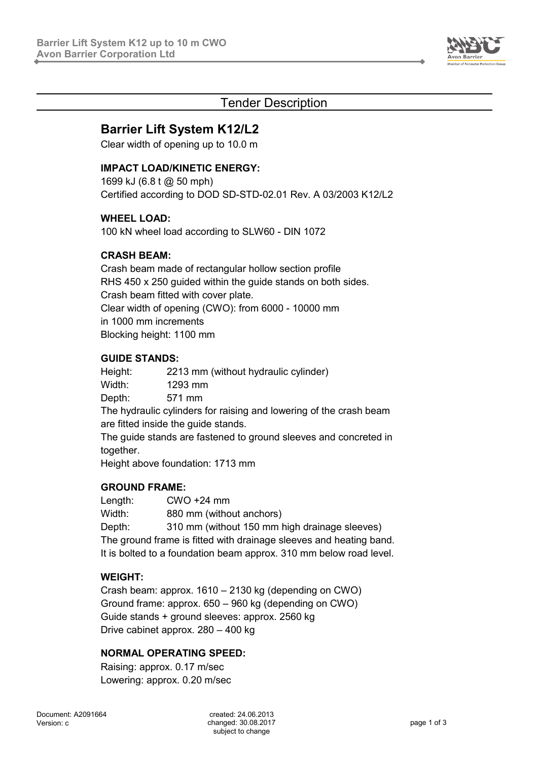# Tender Description

## Barrier Lift System K12/L2

Clear width of opening up to 10.0 m

### IMPACT LOAD/KINETIC ENERGY:

1699 kJ (6.8 t @ 50 mph)
Certified according to DOD SD-STD-02.01 Rev. A 03/2003 K12/L2

### WHEEL LOAD:

100 kN wheel load according to SLW60 - DIN 1072

### CRASH BEAM:

Crash beam made of rectangular hollow section profile
RHS 450 x 250 guided within the guide stands on both sides.
Crash beam fitted with cover plate.
Clear width of opening (CWO): from 6000 - 10000 mm
in 1000 mm increments
Blocking height: 1100 mm

### GUIDE STANDS:

Height: 2213 mm (without hydraulic cylinder)
Width: 1293 mm
Depth: 571 mm
The hydraulic cylinders for raising and lowering of the crash beam are fitted inside the guide stands.
The guide stands are fastened to ground sleeves and concreted in together.
Height above foundation: 1713 mm

### GROUND FRAME:

Length: CWO +24 mm
Width: 880 mm (without anchors)
Depth: 310 mm (without 150 mm high drainage sleeves)
The ground frame is fitted with drainage sleeves and heating band.
It is bolted to a foundation beam approx. 310 mm below road level.

### WEIGHT:

Crash beam: approx. 1610 – 2130 kg (depending on CWO)
Ground frame: approx. 650 – 960 kg (depending on CWO)
Guide stands + ground sleeves: approx. 2560 kg
Drive cabinet approx. 280 – 400 kg

### NORMAL OPERATING SPEED:

Raising: approx. 0.17 m/sec
Lowering: approx. 0.20 m/sec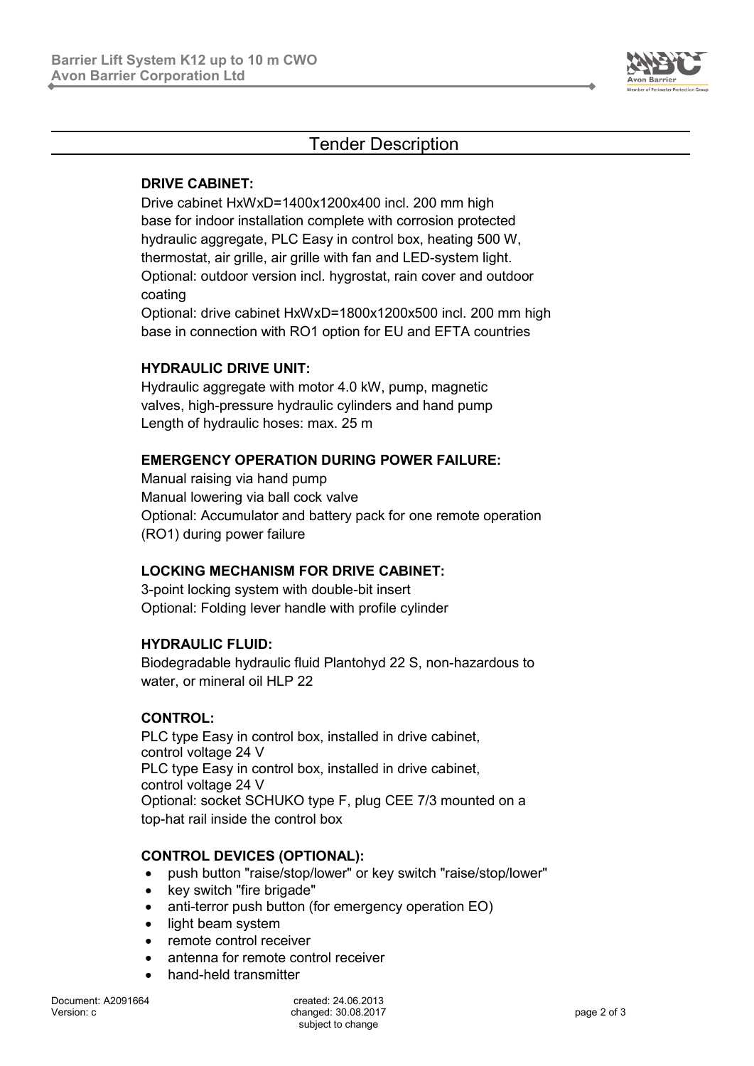## Tender Description

### DRIVE CABINET:

Drive cabinet HxWxD=1400x1200x400 incl. 200 mm high base for indoor installation complete with corrosion protected hydraulic aggregate, PLC Easy in control box, heating 500 W, thermostat, air grille, air grille with fan and LED-system light.
Optional: outdoor version incl. hygrostat, rain cover and outdoor coating
Optional: drive cabinet HxWxD=1800x1200x500 incl. 200 mm high base in connection with RO1 option for EU and EFTA countries

### HYDRAULIC DRIVE UNIT:

Hydraulic aggregate with motor 4.0 kW, pump, magnetic valves, high-pressure hydraulic cylinders and hand pump
Length of hydraulic hoses: max. 25 m

### EMERGENCY OPERATION DURING POWER FAILURE:

Manual raising via hand pump
Manual lowering via ball cock valve
Optional: Accumulator and battery pack for one remote operation (RO1) during power failure

### LOCKING MECHANISM FOR DRIVE CABINET:

3-point locking system with double-bit insert
Optional: Folding lever handle with profile cylinder

### HYDRAULIC FLUID:

Biodegradable hydraulic fluid Plantohyd 22 S, non-hazardous to water, or mineral oil HLP 22

### CONTROL:

PLC type Easy in control box, installed in drive cabinet, control voltage 24 V
PLC type Easy in control box, installed in drive cabinet, control voltage 24 V
Optional: socket SCHUKO type F, plug CEE 7/3 mounted on a top-hat rail inside the control box

### CONTROL DEVICES (OPTIONAL):

- push button "raise/stop/lower" or key switch "raise/stop/lower"
- key switch "fire brigade"
- anti-terror push button (for emergency operation EO)
- light beam system
- remote control receiver
- antenna for remote control receiver
- hand-held transmitter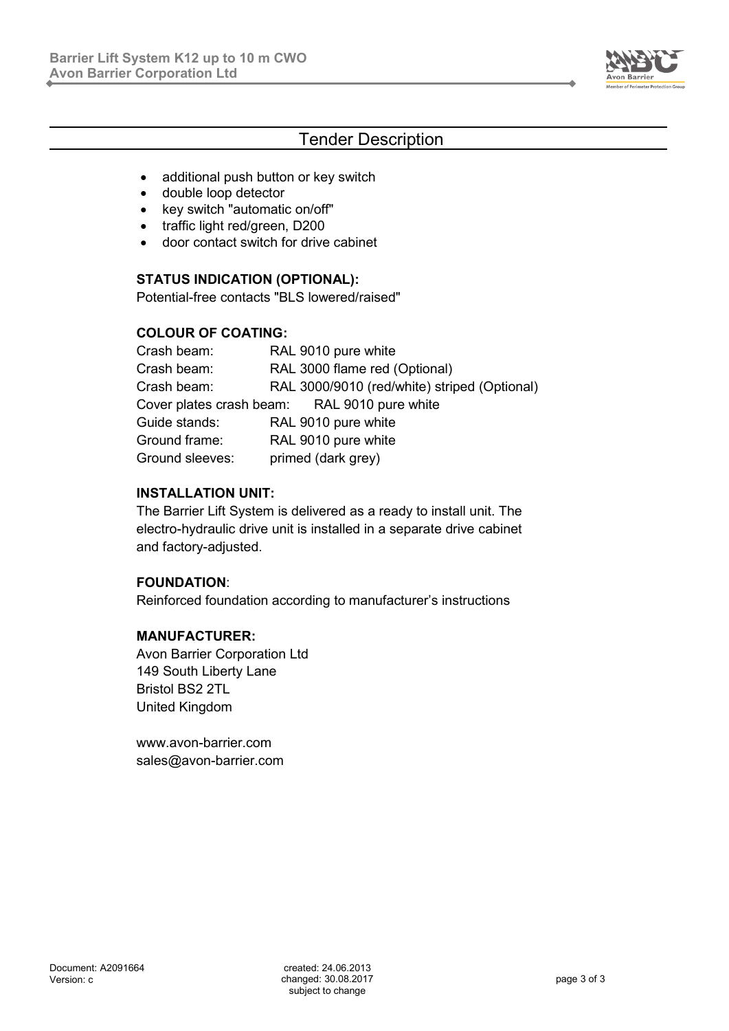## Tender Description

- additional push button or key switch
- double loop detector
- key switch "automatic on/off"
- traffic light red/green, D200
- door contact switch for drive cabinet

**STATUS INDICATION (OPTIONAL):**

Potential-free contacts "BLS lowered/raised"

**COLOUR OF COATING:**

| | |
|---|---|
| Crash beam: | RAL 9010 pure white |
| Crash beam: | RAL 3000 flame red (Optional) |
| Crash beam: | RAL 3000/9010 (red/white) striped (Optional) |
| Cover plates crash beam: | RAL 9010 pure white |
| Guide stands: | RAL 9010 pure white |
| Ground frame: | RAL 9010 pure white |
| Ground sleeves: | primed (dark grey) |

**INSTALLATION UNIT:**

The Barrier Lift System is delivered as a ready to install unit. The electro-hydraulic drive unit is installed in a separate drive cabinet and factory-adjusted.

**FOUNDATION**:

Reinforced foundation according to manufacturer's instructions

**MANUFACTURER:**

Avon Barrier Corporation Ltd
149 South Liberty Lane
Bristol BS2 2TL
United Kingdom

www.avon-barrier.com
sales@avon-barrier.com